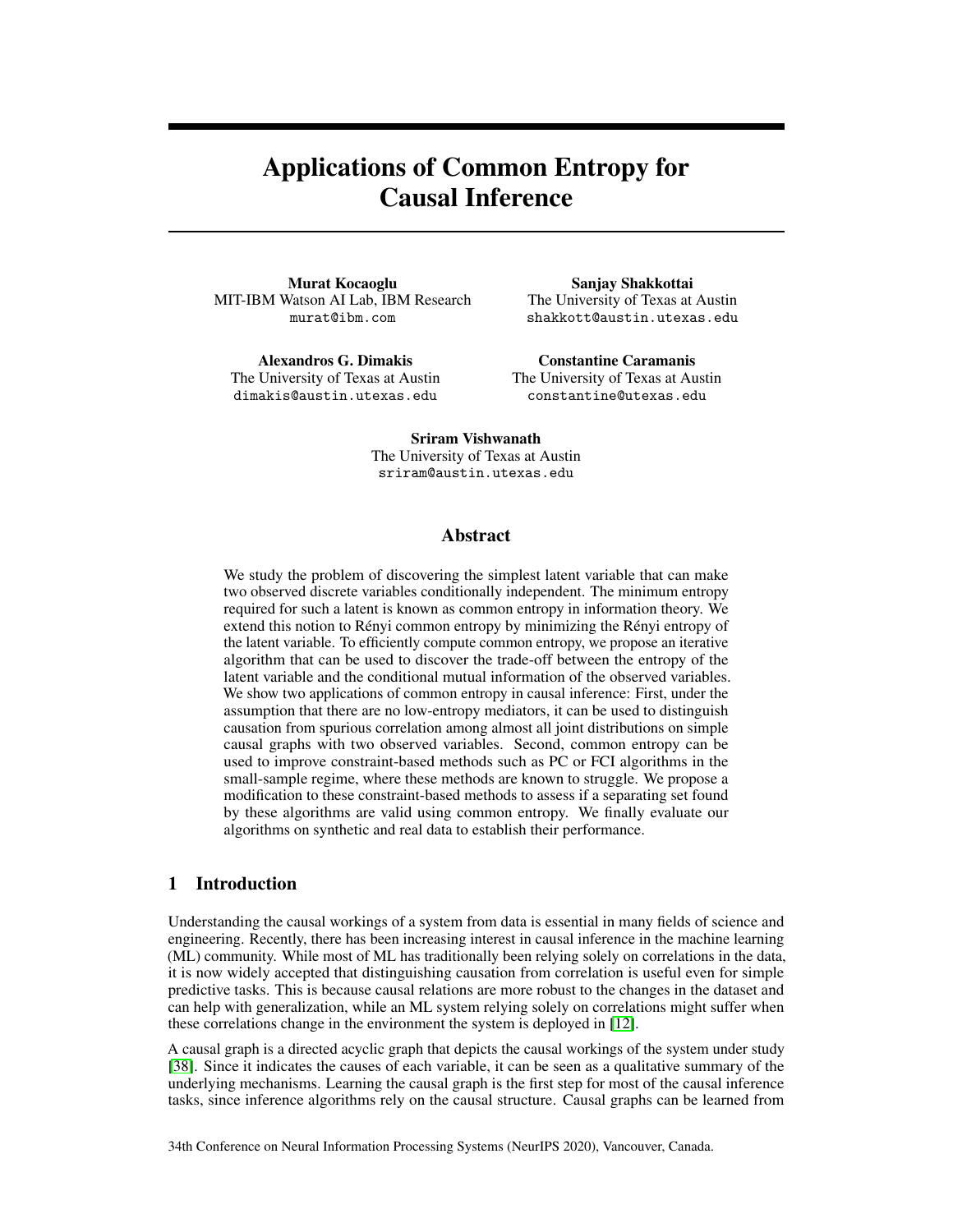# Applications of Common Entropy for Causal Inference

**Murat Kocaoglu**
MIT-IBM Watson AI Lab, IBM Research
murat@ibm.com

**Sanjay Shakkottai**
The University of Texas at Austin
shakkott@austin.utexas.edu

**Alexandros G. Dimakis**
The University of Texas at Austin
dimakis@austin.utexas.edu

**Constantine Caramanis**
The University of Texas at Austin
constantine@utexas.edu

**Sriram Vishwanath**
The University of Texas at Austin
sriram@austin.utexas.edu

## Abstract

We study the problem of discovering the simplest latent variable that can make two observed discrete variables conditionally independent. The minimum entropy required for such a latent is known as common entropy in information theory. We extend this notion to Rényi common entropy by minimizing the Rényi entropy of the latent variable. To efficiently compute common entropy, we propose an iterative algorithm that can be used to discover the trade-off between the entropy of the latent variable and the conditional mutual information of the observed variables. We show two applications of common entropy in causal inference: First, under the assumption that there are no low-entropy mediators, it can be used to distinguish causation from spurious correlation among almost all joint distributions on simple causal graphs with two observed variables. Second, common entropy can be used to improve constraint-based methods such as PC or FCI algorithms in the small-sample regime, where these methods are known to struggle. We propose a modification to these constraint-based methods to assess if a separating set found by these algorithms are valid using common entropy. We finally evaluate our algorithms on synthetic and real data to establish their performance.

## 1 Introduction

Understanding the causal workings of a system from data is essential in many fields of science and engineering. Recently, there has been increasing interest in causal inference in the machine learning (ML) community. While most of ML has traditionally been relying solely on correlations in the data, it is now widely accepted that distinguishing causation from correlation is useful even for simple predictive tasks. This is because causal relations are more robust to the changes in the dataset and can help with generalization, while an ML system relying solely on correlations might suffer when these correlations change in the environment the system is deployed in [12].

A causal graph is a directed acyclic graph that depicts the causal workings of the system under study [38]. Since it indicates the causes of each variable, it can be seen as a qualitative summary of the underlying mechanisms. Learning the causal graph is the first step for most of the causal inference tasks, since inference algorithms rely on the causal structure. Causal graphs can be learned from

34th Conference on Neural Information Processing Systems (NeurIPS 2020), Vancouver, Canada.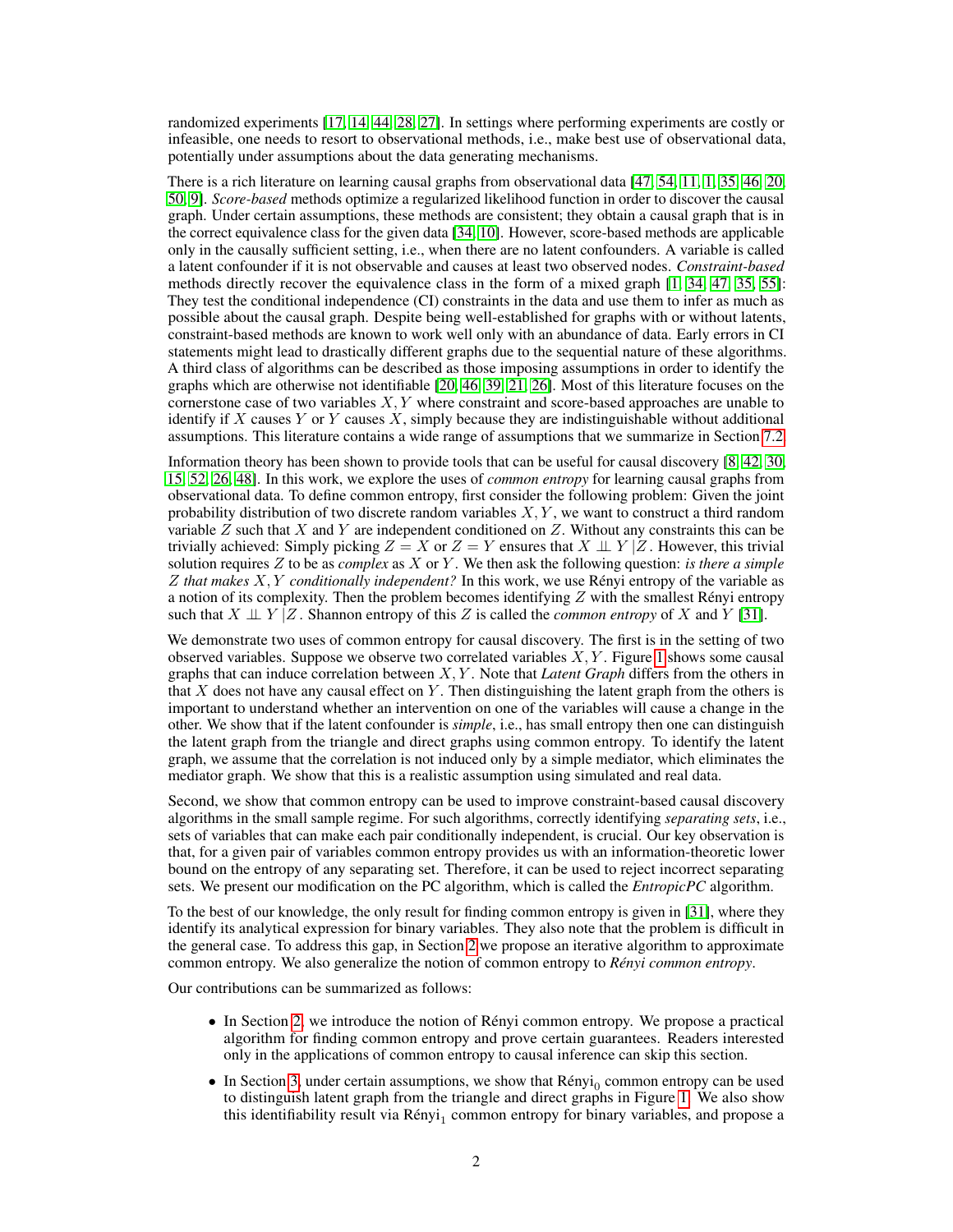randomized experiments [17, 14, 44, 28, 27]. In settings where performing experiments are costly or infeasible, one needs to resort to observational methods, i.e., make best use of observational data, potentially under assumptions about the data generating mechanisms.

There is a rich literature on learning causal graphs from observational data [47, 54, 11, 1, 35, 46, 20, 50, 9]. *Score-based* methods optimize a regularized likelihood function in order to discover the causal graph. Under certain assumptions, these methods are consistent; they obtain a causal graph that is in the correct equivalence class for the given data [34, 10]. However, score-based methods are applicable only in the causally sufficient setting, i.e., when there are no latent confounders. A variable is called a latent confounder if it is not observable and causes at least two observed nodes. *Constraint-based* methods directly recover the equivalence class in the form of a mixed graph [1, 34, 47, 35, 55]: They test the conditional independence (CI) constraints in the data and use them to infer as much as possible about the causal graph. Despite being well-established for graphs with or without latents, constraint-based methods are known to work well only with an abundance of data. Early errors in CI statements might lead to drastically different graphs due to the sequential nature of these algorithms. A third class of algorithms can be described as those imposing assumptions in order to identify the graphs which are otherwise not identifiable [20, 46, 39, 21, 26]. Most of this literature focuses on the cornerstone case of two variables $X, Y$ where constraint and score-based approaches are unable to identify if $X$ causes $Y$ or $Y$ causes $X$, simply because they are indistinguishable without additional assumptions. This literature contains a wide range of assumptions that we summarize in Section 7.2.

Information theory has been shown to provide tools that can be useful for causal discovery [8, 42, 30, 15, 52, 26, 48]. In this work, we explore the uses of *common entropy* for learning causal graphs from observational data. To define common entropy, first consider the following problem: Given the joint probability distribution of two discrete random variables $X, Y$, we want to construct a third random variable $Z$ such that $X$ and $Y$ are independent conditioned on $Z$. Without any constraints this can be trivially achieved: Simply picking $Z = X$ or $Z = Y$ ensures that $X \perp\!\!\!\perp Y | Z$. However, this trivial solution requires $Z$ to be as *complex* as $X$ or $Y$. We then ask the following question: *is there a simple* $Z$ *that makes* $X, Y$ *conditionally independent?* In this work, we use Rényi entropy of the variable as a notion of its complexity. Then the problem becomes identifying $Z$ with the smallest Rényi entropy such that $X \perp\!\!\!\perp Y | Z$. Shannon entropy of this $Z$ is called the *common entropy* of $X$ and $Y$ [31].

We demonstrate two uses of common entropy for causal discovery. The first is in the setting of two observed variables. Suppose we observe two correlated variables $X, Y$. Figure 1 shows some causal graphs that can induce correlation between $X, Y$. Note that *Latent Graph* differs from the others in that $X$ does not have any causal effect on $Y$. Then distinguishing the latent graph from the others is important to understand whether an intervention on one of the variables will cause a change in the other. We show that if the latent confounder is *simple*, i.e., has small entropy then one can distinguish the latent graph from the triangle and direct graphs using common entropy. To identify the latent graph, we assume that the correlation is not induced only by a simple mediator, which eliminates the mediator graph. We show that this is a realistic assumption using simulated and real data.

Second, we show that common entropy can be used to improve constraint-based causal discovery algorithms in the small sample regime. For such algorithms, correctly identifying *separating sets*, i.e., sets of variables that can make each pair conditionally independent, is crucial. Our key observation is that, for a given pair of variables common entropy provides us with an information-theoretic lower bound on the entropy of any separating set. Therefore, it can be used to reject incorrect separating sets. We present our modification on the PC algorithm, which is called the *EntropicPC* algorithm.

To the best of our knowledge, the only result for finding common entropy is given in [31], where they identify its analytical expression for binary variables. They also note that the problem is difficult in the general case. To address this gap, in Section 2 we propose an iterative algorithm to approximate common entropy. We also generalize the notion of common entropy to *Rényi common entropy*.

Our contributions can be summarized as follows:

- In Section 2, we introduce the notion of Rényi common entropy. We propose a practical algorithm for finding common entropy and prove certain guarantees. Readers interested only in the applications of common entropy to causal inference can skip this section.
- In Section 3, under certain assumptions, we show that $\text{Rényi}_0$ common entropy can be used to distinguish latent graph from the triangle and direct graphs in Figure 1. We also show this identifiability result via $\text{Rényi}_1$ common entropy for binary variables, and propose a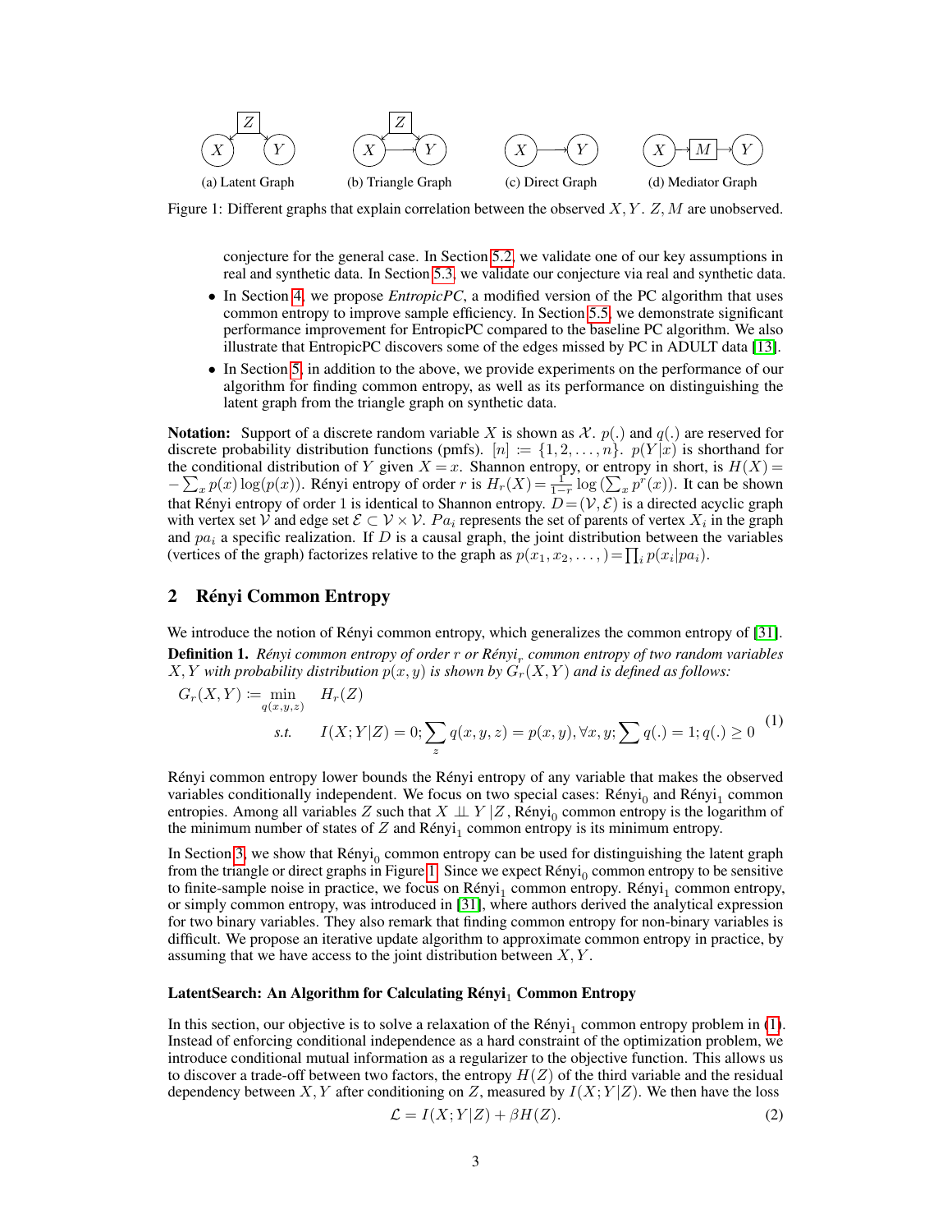(a) Latent Graph (b) Triangle Graph (c) Direct Graph (d) Mediator Graph

Figure 1: Different graphs that explain correlation between the observed $X, Y$. $Z, M$ are unobserved.

conjecture for the general case. In Section 5.2, we validate one of our key assumptions in real and synthetic data. In Section 5.3, we validate our conjecture via real and synthetic data.

- In Section 4, we propose *EntropicPC*, a modified version of the PC algorithm that uses common entropy to improve sample efficiency. In Section 5.5, we demonstrate significant performance improvement for EntropicPC compared to the baseline PC algorithm. We also illustrate that EntropicPC discovers some of the edges missed by PC in ADULT data [13].
- In Section 5, in addition to the above, we provide experiments on the performance of our algorithm for finding common entropy, as well as its performance on distinguishing the latent graph from the triangle graph on synthetic data.

**Notation:** Support of a discrete random variable $X$ is shown as $\mathcal{X}$. $p(.)$ and $q(.)$ are reserved for discrete probability distribution functions (pmfs). $[n] := \{1, 2, \ldots, n\}$. $p(Y|x)$ is shorthand for the conditional distribution of $Y$ given $X = x$. Shannon entropy, or entropy in short, is $H(X) = -\sum_x p(x)\log(p(x))$. Rényi entropy of order $r$ is $H_r(X) = \frac{1}{1-r}\log\left(\sum_x p^r(x)\right)$. It can be shown that Rényi entropy of order 1 is identical to Shannon entropy. $D = (\mathcal{V}, \mathcal{E})$ is a directed acyclic graph with vertex set $\mathcal{V}$ and edge set $\mathcal{E} \subset \mathcal{V} \times \mathcal{V}$. $Pa_i$ represents the set of parents of vertex $X_i$ in the graph and $pa_i$ a specific realization. If $D$ is a causal graph, the joint distribution between the variables (vertices of the graph) factorizes relative to the graph as $p(x_1, x_2, \ldots,) = \prod_i p(x_i|pa_i)$.

## 2 Rényi Common Entropy

We introduce the notion of Rényi common entropy, which generalizes the common entropy of [31].

**Definition 1.** *Rényi common entropy of order $r$ or Rényi$_r$ common entropy of two random variables $X, Y$ with probability distribution $p(x, y)$ is shown by $G_r(X, Y)$ and is defined as follows:*

$$G_r(X,Y) := \min_{q(x,y,z)} \quad H_r(Z)$$
$$\text{s.t.} \quad I(X;Y|Z) = 0; \sum_z q(x,y,z) = p(x,y), \forall x,y; \sum q(.) = 1; q(.) \geq 0 \tag{1}$$

Rényi common entropy lower bounds the Rényi entropy of any variable that makes the observed variables conditionally independent. We focus on two special cases: Rényi$_0$ and Rényi$_1$ common entropies. Among all variables $Z$ such that $X \perp\!\!\!\perp Y | Z$, Rényi$_0$ common entropy is the logarithm of the minimum number of states of $Z$ and Rényi$_1$ common entropy is its minimum entropy.

In Section 3, we show that Rényi$_0$ common entropy can be used for distinguishing the latent graph from the triangle or direct graphs in Figure 1. Since we expect Rényi$_0$ common entropy to be sensitive to finite-sample noise in practice, we focus on Rényi$_1$ common entropy. Rényi$_1$ common entropy, or simply common entropy, was introduced in [31], where authors derived the analytical expression for two binary variables. They also remark that finding common entropy for non-binary variables is difficult. We propose an iterative update algorithm to approximate common entropy in practice, by assuming that we have access to the joint distribution between $X, Y$.

### LatentSearch: An Algorithm for Calculating Rényi$_1$ Common Entropy

In this section, our objective is to solve a relaxation of the Rényi$_1$ common entropy problem in (1). Instead of enforcing conditional independence as a hard constraint of the optimization problem, we introduce conditional mutual information as a regularizer to the objective function. This allows us to discover a trade-off between two factors, the entropy $H(Z)$ of the third variable and the residual dependency between $X, Y$ after conditioning on $Z$, measured by $I(X;Y|Z)$. We then have the loss

$$\mathcal{L} = I(X;Y|Z) + \beta H(Z). \tag{2}$$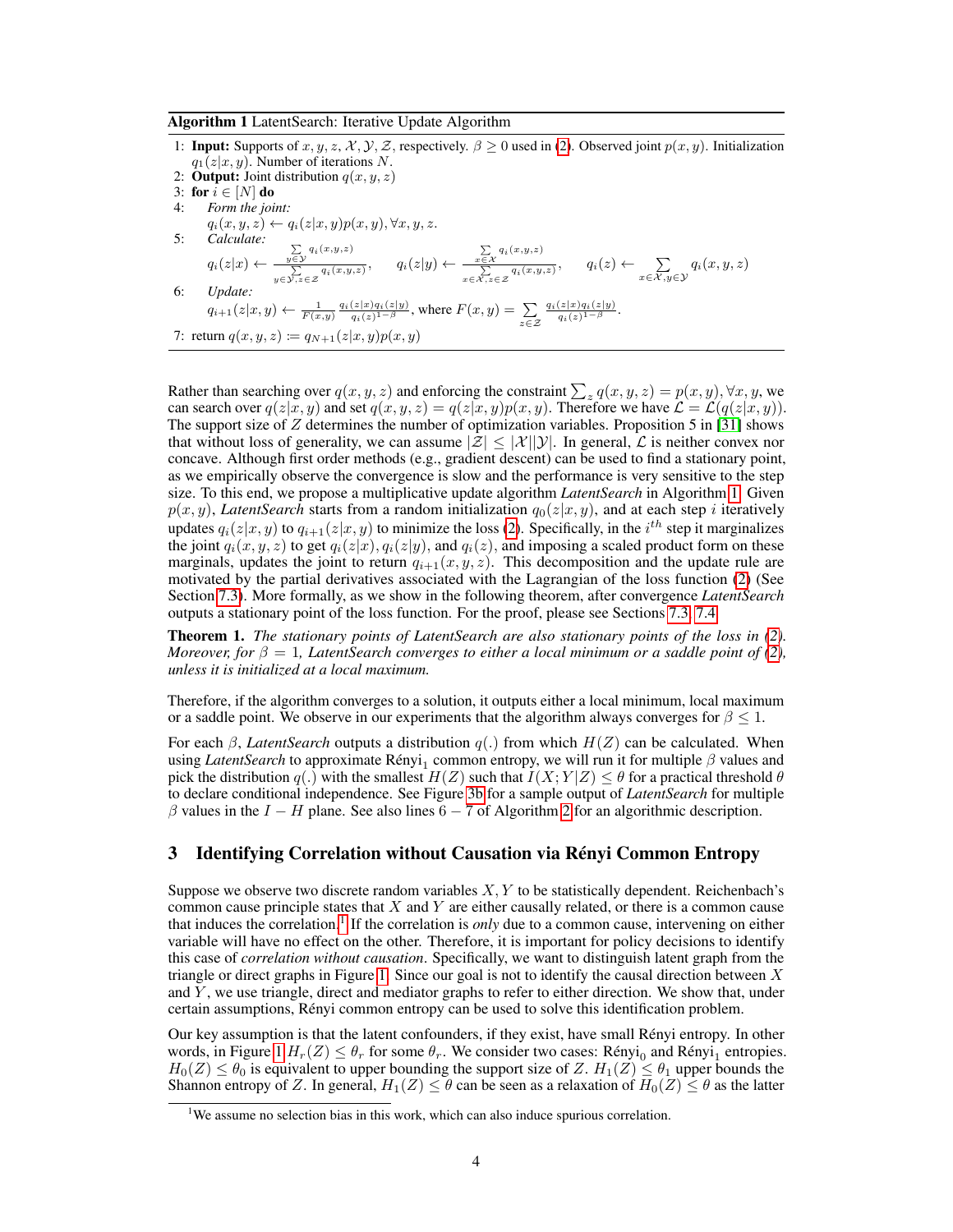**Algorithm 1** LatentSearch: Iterative Update Algorithm

1: **Input:** Supports of $x, y, z$, $\mathcal{X}, \mathcal{Y}, \mathcal{Z}$, respectively. $\beta \geq 0$ used in (2). Observed joint $p(x, y)$. Initialization $q_1(z|x, y)$. Number of iterations $N$.
2: **Output:** Joint distribution $q(x, y, z)$
3: **for** $i \in [N]$ **do**
4: *Form the joint:*
$q_i(x, y, z) \leftarrow q_i(z|x, y)p(x, y), \forall x, y, z.$
5: *Calculate:*
$q_i(z|x) \leftarrow \frac{\sum_{y \in \mathcal{Y}} q_i(x,y,z)}{\sum_{y \in \mathcal{Y}, z \in \mathcal{Z}} q_i(x,y,z)}, \quad q_i(z|y) \leftarrow \frac{\sum_{x \in \mathcal{X}} q_i(x,y,z)}{\sum_{x \in \mathcal{X}, z \in \mathcal{Z}} q_i(x,y,z)}, \quad q_i(z) \leftarrow \sum_{x \in \mathcal{X}, y \in \mathcal{Y}} q_i(x, y, z)$
6: *Update:*
$q_{i+1}(z|x, y) \leftarrow \frac{1}{F(x,y)} \frac{q_i(z|x)q_i(z|y)}{q_i(z)^{1-\beta}}$, where $F(x, y) = \sum_{z \in \mathcal{Z}} \frac{q_i(z|x)q_i(z|y)}{q_i(z)^{1-\beta}}$.
7: return $q(x, y, z) := q_{N+1}(z|x, y)p(x, y)$

Rather than searching over $q(x, y, z)$ and enforcing the constraint $\sum_z q(x, y, z) = p(x, y), \forall x, y$, we can search over $q(z|x, y)$ and set $q(x, y, z) = q(z|x, y)p(x, y)$. Therefore we have $\mathcal{L} = \mathcal{L}(q(z|x, y))$. The support size of $Z$ determines the number of optimization variables. Proposition 5 in [31] shows that without loss of generality, we can assume $|\mathcal{Z}| \leq |\mathcal{X}||\mathcal{Y}|$. In general, $\mathcal{L}$ is neither convex nor concave. Although first order methods (e.g., gradient descent) can be used to find a stationary point, as we empirically observe the convergence is slow and the performance is very sensitive to the step size. To this end, we propose a multiplicative update algorithm *LatentSearch* in Algorithm 1. Given $p(x, y)$, *LatentSearch* starts from a random initialization $q_0(z|x, y)$, and at each step $i$ iteratively updates $q_i(z|x, y)$ to $q_{i+1}(z|x, y)$ to minimize the loss (2). Specifically, in the $i^{th}$ step it marginalizes the joint $q_i(x, y, z)$ to get $q_i(z|x), q_i(z|y)$, and $q_i(z)$, and imposing a scaled product form on these marginals, updates the joint to return $q_{i+1}(x, y, z)$. This decomposition and the update rule are motivated by the partial derivatives associated with the Lagrangian of the loss function (2) (See Section 7.3). More formally, as we show in the following theorem, after convergence *LatentSearch* outputs a stationary point of the loss function. For the proof, please see Sections 7.3, 7.4.

**Theorem 1.** *The stationary points of LatentSearch are also stationary points of the loss in (2). Moreover, for $\beta = 1$, LatentSearch converges to either a local minimum or a saddle point of (2), unless it is initialized at a local maximum.*

Therefore, if the algorithm converges to a solution, it outputs either a local minimum, local maximum or a saddle point. We observe in our experiments that the algorithm always converges for $\beta \leq 1$.

For each $\beta$, *LatentSearch* outputs a distribution $q(.)$ from which $H(Z)$ can be calculated. When using *LatentSearch* to approximate Rényi$_1$ common entropy, we will run it for multiple $\beta$ values and pick the distribution $q(.)$ with the smallest $H(Z)$ such that $I(X; Y|Z) \leq \theta$ for a practical threshold $\theta$ to declare conditional independence. See Figure 3b for a sample output of *LatentSearch* for multiple $\beta$ values in the $I - H$ plane. See also lines $6 - 7$ of Algorithm 2 for an algorithmic description.

## 3 Identifying Correlation without Causation via Rényi Common Entropy

Suppose we observe two discrete random variables $X, Y$ to be statistically dependent. Reichenbach's common cause principle states that $X$ and $Y$ are either causally related, or there is a common cause that induces the correlation.[1] If the correlation is *only* due to a common cause, intervening on either variable will have no effect on the other. Therefore, it is important for policy decisions to identify this case of *correlation without causation*. Specifically, we want to distinguish latent graph from the triangle or direct graphs in Figure 1. Since our goal is not to identify the causal direction between $X$ and $Y$, we use triangle, direct and mediator graphs to refer to either direction. We show that, under certain assumptions, Rényi common entropy can be used to solve this identification problem.

Our key assumption is that the latent confounders, if they exist, have small Rényi entropy. In other words, in Figure 1 $H_r(Z) \leq \theta_r$ for some $\theta_r$. We consider two cases: Rényi$_0$ and Rényi$_1$ entropies. $H_0(Z) \leq \theta_0$ is equivalent to upper bounding the support size of $Z$. $H_1(Z) \leq \theta_1$ upper bounds the Shannon entropy of $Z$. In general, $H_1(Z) \leq \theta$ can be seen as a relaxation of $H_0(Z) \leq \theta$ as the latter

[1] We assume no selection bias in this work, which can also induce spurious correlation.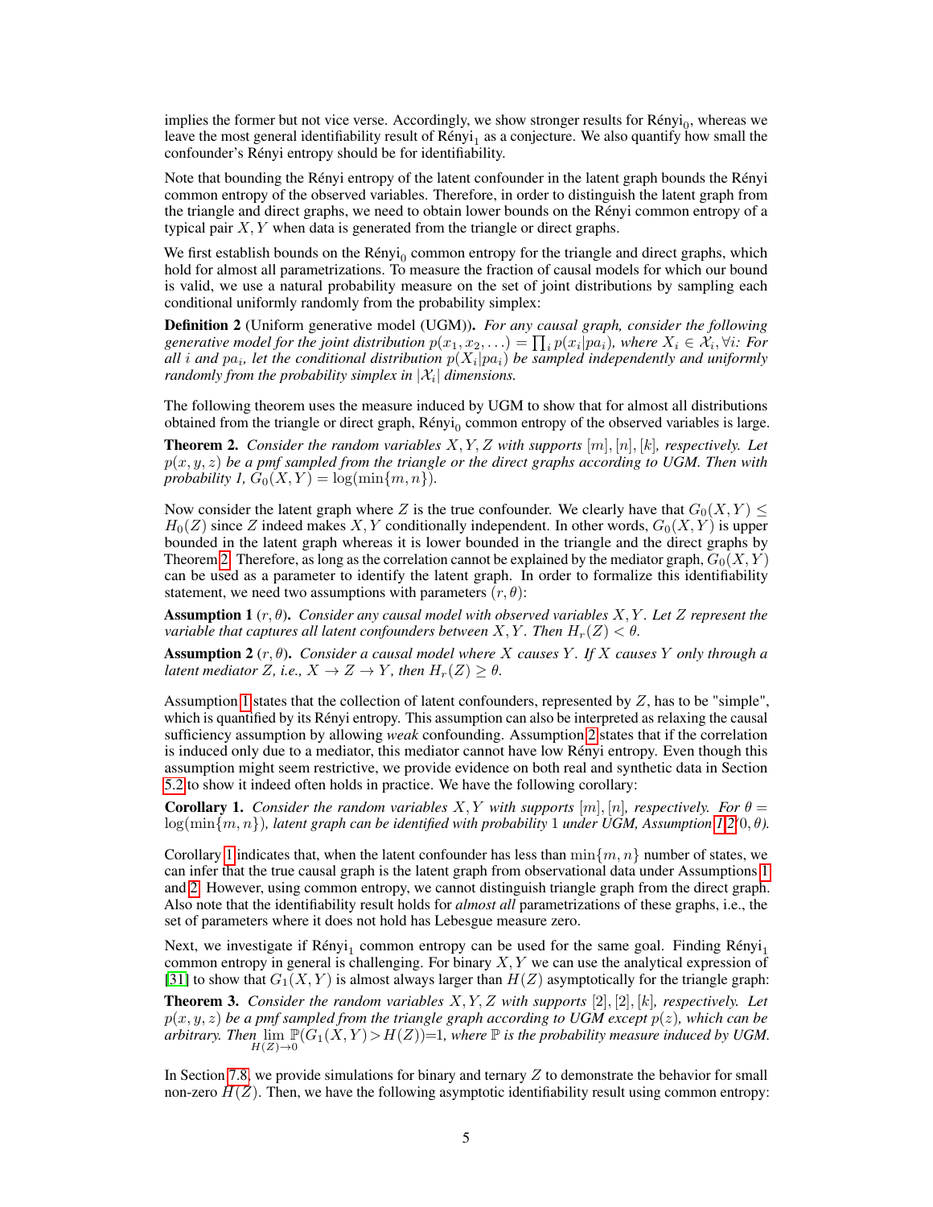implies the former but not vice verse. Accordingly, we show stronger results for Rényi$_0$, whereas we leave the most general identifiability result of Rényi$_1$ as a conjecture. We also quantify how small the confounder's Rényi entropy should be for identifiability.

Note that bounding the Rényi entropy of the latent confounder in the latent graph bounds the Rényi common entropy of the observed variables. Therefore, in order to distinguish the latent graph from the triangle and direct graphs, we need to obtain lower bounds on the Rényi common entropy of a typical pair $X, Y$ when data is generated from the triangle or direct graphs.

We first establish bounds on the Rényi$_0$ common entropy for the triangle and direct graphs, which hold for almost all parametrizations. To measure the fraction of causal models for which our bound is valid, we use a natural probability measure on the set of joint distributions by sampling each conditional uniformly randomly from the probability simplex:

**Definition 2** (Uniform generative model (UGM))**.** *For any causal graph, consider the following generative model for the joint distribution $p(x_1, x_2, \ldots) = \prod_i p(x_i|pa_i)$, where $X_i \in \mathcal{X}_i, \forall i$: For all $i$ and $pa_i$, let the conditional distribution $p(X_i|pa_i)$ be sampled independently and uniformly randomly from the probability simplex in $|\mathcal{X}_i|$ dimensions.*

The following theorem uses the measure induced by UGM to show that for almost all distributions obtained from the triangle or direct graph, Rényi$_0$ common entropy of the observed variables is large.

**Theorem 2.** *Consider the random variables $X, Y, Z$ with supports $[m], [n], [k]$, respectively. Let $p(x, y, z)$ be a pmf sampled from the triangle or the direct graphs according to UGM. Then with probability 1, $G_0(X, Y) = \log(\min\{m, n\})$.*

Now consider the latent graph where $Z$ is the true confounder. We clearly have that $G_0(X, Y) \leq H_0(Z)$ since $Z$ indeed makes $X, Y$ conditionally independent. In other words, $G_0(X, Y)$ is upper bounded in the latent graph whereas it is lower bounded in the triangle and the direct graphs by Theorem 2. Therefore, as long as the correlation cannot be explained by the mediator graph, $G_0(X, Y)$ can be used as a parameter to identify the latent graph. In order to formalize this identifiability statement, we need two assumptions with parameters $(r, \theta)$:

**Assumption 1** $(r, \theta)$**.** *Consider any causal model with observed variables $X, Y$. Let $Z$ represent the variable that captures all latent confounders between $X, Y$. Then $H_r(Z) < \theta$.*

**Assumption 2** $(r, \theta)$**.** *Consider a causal model where $X$ causes $Y$. If $X$ causes $Y$ only through a latent mediator $Z$, i.e., $X \rightarrow Z \rightarrow Y$, then $H_r(Z) \geq \theta$.*

Assumption 1 states that the collection of latent confounders, represented by $Z$, has to be "simple", which is quantified by its Rényi entropy. This assumption can also be interpreted as relaxing the causal sufficiency assumption by allowing *weak* confounding. Assumption 2 states that if the correlation is induced only due to a mediator, this mediator cannot have low Rényi entropy. Even though this assumption might seem restrictive, we provide evidence on both real and synthetic data in Section 5.2 to show it indeed often holds in practice. We have the following corollary:

**Corollary 1.** *Consider the random variables $X, Y$ with supports $[m], [n]$, respectively. For $\theta = \log(\min\{m, n\})$, latent graph can be identified with probability 1 under UGM, Assumption 1,2 $(0, \theta)$.*

Corollary 1 indicates that, when the latent confounder has less than $\min\{m, n\}$ number of states, we can infer that the true causal graph is the latent graph from observational data under Assumptions 1 and 2. However, using common entropy, we cannot distinguish triangle graph from the direct graph. Also note that the identifiability result holds for *almost all* parametrizations of these graphs, i.e., the set of parameters where it does not hold has Lebesgue measure zero.

Next, we investigate if Rényi$_1$ common entropy can be used for the same goal. Finding Rényi$_1$ common entropy in general is challenging. For binary $X, Y$ we can use the analytical expression of [31] to show that $G_1(X, Y)$ is almost always larger than $H(Z)$ asymptotically for the triangle graph:

**Theorem 3.** *Consider the random variables $X, Y, Z$ with supports $[2], [2], [k]$, respectively. Let $p(x, y, z)$ be a pmf sampled from the triangle graph according to UGM except $p(z)$, which can be arbitrary. Then $\lim_{H(Z) \to 0} \mathbb{P}(G_1(X, Y) > H(Z)) = 1$, where $\mathbb{P}$ is the probability measure induced by UGM.*

In Section 7.8, we provide simulations for binary and ternary $Z$ to demonstrate the behavior for small non-zero $H(Z)$. Then, we have the following asymptotic identifiability result using common entropy: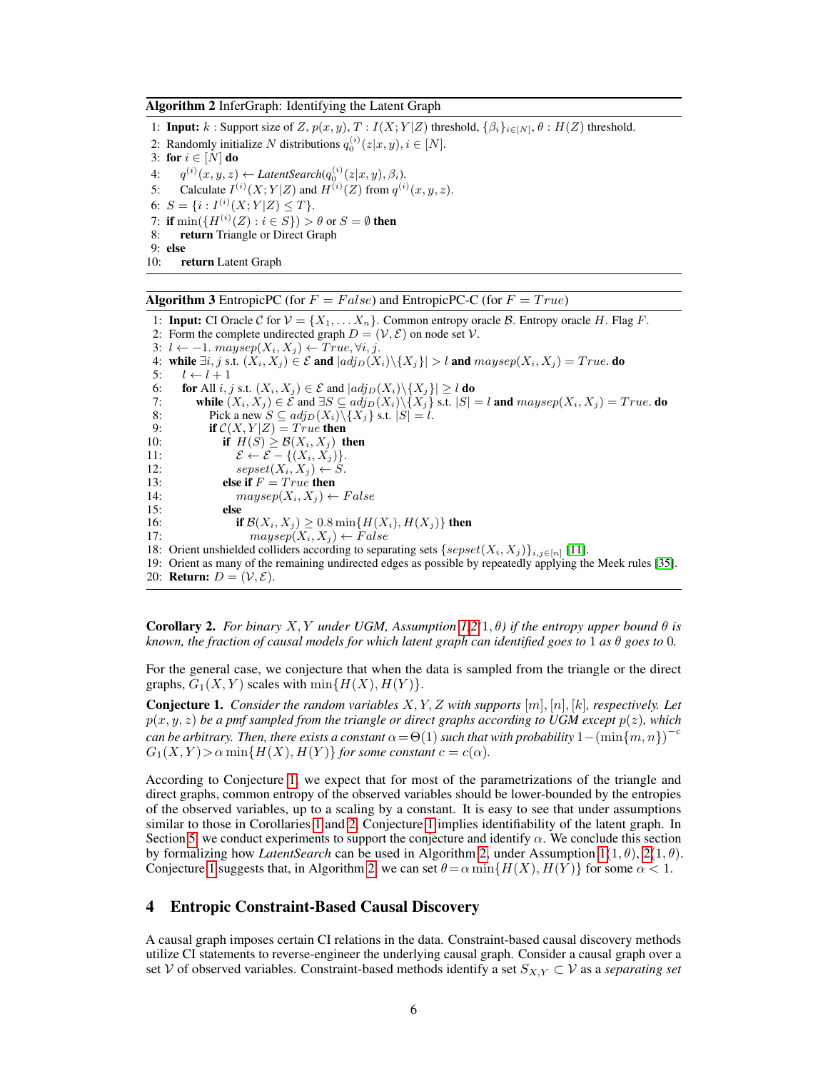**Algorithm 2** InferGraph: Identifying the Latent Graph

```
1: Input: k : Support size of Z, p(x, y), T : I(X; Y|Z) threshold, {β_i}_{i∈[N]}, θ : H(Z) threshold.
2: Randomly initialize N distributions q_0^(i)(z|x, y), i ∈ [N].
3: for i ∈ [N] do
4:     q^(i)(x, y, z) ← LatentSearch(q_0^(i)(z|x, y), β_i).
5:     Calculate I^(i)(X; Y|Z) and H^(i)(Z) from q^(i)(x, y, z).
6: S = {i : I^(i)(X; Y|Z) ≤ T}.
7: if min({H^(i)(Z) : i ∈ S}) > θ or S = ∅ then
8:     return Triangle or Direct Graph
9: else
10:    return Latent Graph
```

**Algorithm 3** EntropicPC (for $F = False$) and EntropicPC-C (for $F = True$)

```
1: Input: CI Oracle C for V = {X_1, ... X_n}. Common entropy oracle B. Entropy oracle H. Flag F.
2: Form the complete undirected graph D = (V, E) on node set V.
3: l ← −1. maysep(X_i, X_j) ← True, ∀i, j.
4: while ∃i, j s.t. (X_i, X_j) ∈ E and |adj_D(X_i)\{X_j}| > l and maysep(X_i, X_j) = True. do
5:     l ← l + 1
6:     for All i, j s.t. (X_i, X_j) ∈ E and |adj_D(X_i)\{X_j}| ≥ l do
7:         while (X_i, X_j) ∈ E and ∃S ⊆ adj_D(X_i)\{X_j} s.t. |S| = l and maysep(X_i, X_j) = True. do
8:             Pick a new S ⊆ adj_D(X_i)\{X_j} s.t. |S| = l.
9:             if C(X, Y|Z) = True then
10:                if H(S) ≥ B(X_i, X_j) then
11:                    E ← E − {(X_i, X_j)}.
12:                    sepset(X_i, X_j) ← S.
13:                else if F = True then
14:                    maysep(X_i, X_j) ← False
15:                else
16:                    if B(X_i, X_j) ≥ 0.8 min{H(X_i), H(X_j)} then
17:                        maysep(X_i, X_j) ← False
18: Orient unshielded colliders according to separating sets {sepset(X_i, X_j)}_{i,j∈[n]} [11].
19: Orient as many of the remaining undirected edges as possible by repeatedly applying the Meek rules [35].
20: Return: D = (V, E).
```

**Corollary 2.** *For binary $X, Y$ under UGM, Assumption 1,2(1, $\theta$) if the entropy upper bound $\theta$ is known, the fraction of causal models for which latent graph can identified goes to 1 as $\theta$ goes to 0.*

For the general case, we conjecture that when the data is sampled from the triangle or the direct graphs, $G_1(X, Y)$ scales with $\min\{H(X), H(Y)\}$.

**Conjecture 1.** *Consider the random variables $X, Y, Z$ with supports $[m], [n], [k]$, respectively. Let $p(x, y, z)$ be a pmf sampled from the triangle or direct graphs according to UGM except $p(z)$, which can be arbitrary. Then, there exists a constant $\alpha = \Theta(1)$ such that with probability $1 - (\min\{m, n\})^{-c}$ $G_1(X, Y) > \alpha \min\{H(X), H(Y)\}$ for some constant $c = c(\alpha)$.*

According to Conjecture 1, we expect that for most of the parametrizations of the triangle and direct graphs, common entropy of the observed variables should be lower-bounded by the entropies of the observed variables, up to a scaling by a constant. It is easy to see that under assumptions similar to those in Corollaries 1 and 2, Conjecture 1 implies identifiability of the latent graph. In Section 5, we conduct experiments to support the conjecture and identify $\alpha$. We conclude this section by formalizing how *LatentSearch* can be used in Algorithm 2, under Assumption 1(1, $\theta$), 2(1, $\theta$). Conjecture 1 suggests that, in Algorithm 2, we can set $\theta = \alpha \min\{H(X), H(Y)\}$ for some $\alpha < 1$.

## 4 Entropic Constraint-Based Causal Discovery

A causal graph imposes certain CI relations in the data. Constraint-based causal discovery methods utilize CI statements to reverse-engineer the underlying causal graph. Consider a causal graph over a set $\mathcal{V}$ of observed variables. Constraint-based methods identify a set $S_{X,Y} \subset \mathcal{V}$ as a *separating set*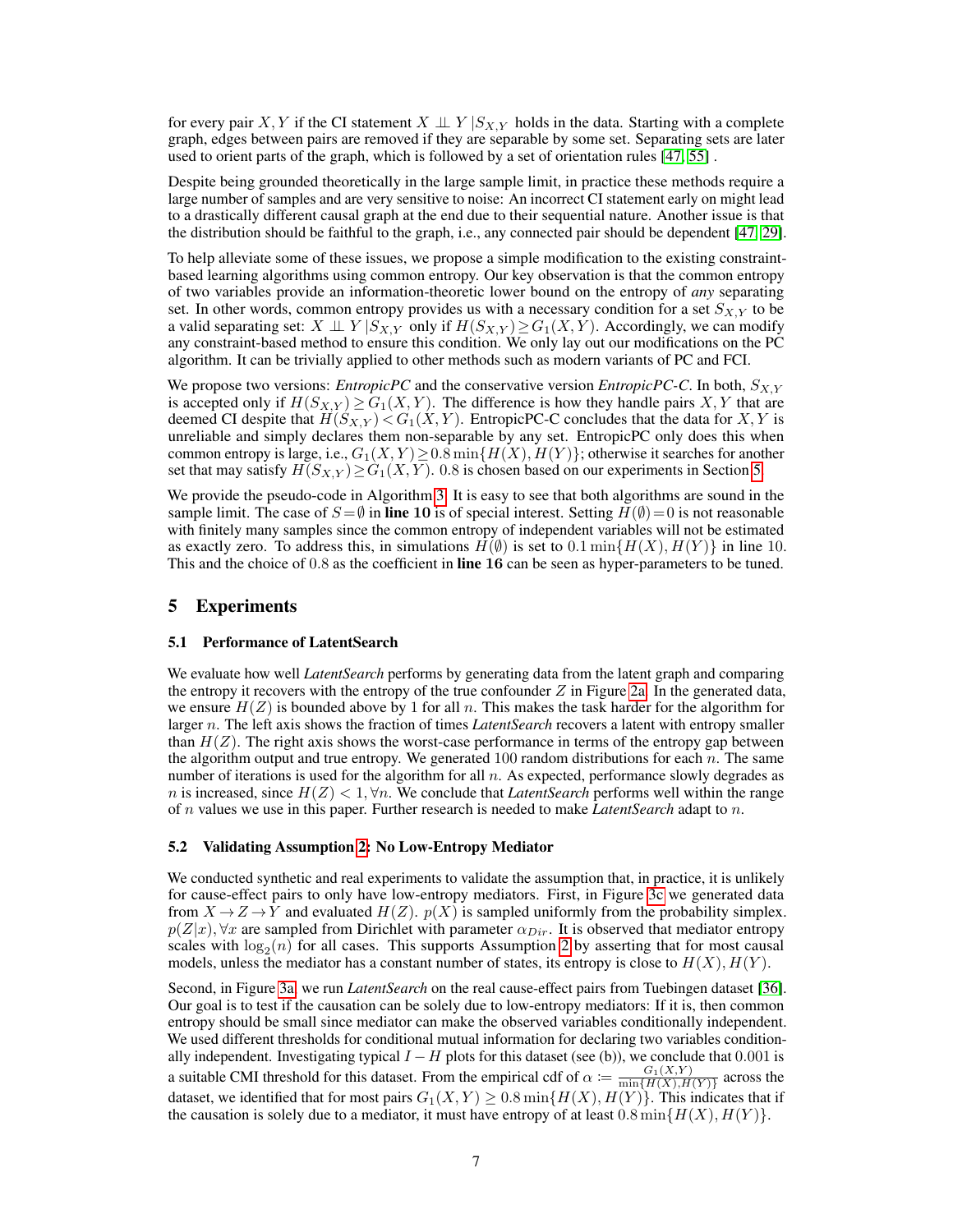for every pair $X, Y$ if the CI statement $X \perp\!\!\!\perp Y \,|S_{X,Y}$ holds in the data. Starting with a complete graph, edges between pairs are removed if they are separable by some set. Separating sets are later used to orient parts of the graph, which is followed by a set of orientation rules [47, 55] .

Despite being grounded theoretically in the large sample limit, in practice these methods require a large number of samples and are very sensitive to noise: An incorrect CI statement early on might lead to a drastically different causal graph at the end due to their sequential nature. Another issue is that the distribution should be faithful to the graph, i.e., any connected pair should be dependent [47, 29].

To help alleviate some of these issues, we propose a simple modification to the existing constraint-based learning algorithms using common entropy. Our key observation is that the common entropy of two variables provide an information-theoretic lower bound on the entropy of *any* separating set. In other words, common entropy provides us with a necessary condition for a set $S_{X,Y}$ to be a valid separating set: $X \perp\!\!\!\perp Y \,|S_{X,Y}$ only if $H(S_{X,Y}) \geq G_1(X, Y)$. Accordingly, we can modify any constraint-based method to ensure this condition. We only lay out our modifications on the PC algorithm. It can be trivially applied to other methods such as modern variants of PC and FCI.

We propose two versions: *EntropicPC* and the conservative version *EntropicPC-C*. In both, $S_{X,Y}$ is accepted only if $H(S_{X,Y}) \geq G_1(X, Y)$. The difference is how they handle pairs $X, Y$ that are deemed CI despite that $H(S_{X,Y}) < G_1(X, Y)$. EntropicPC-C concludes that the data for $X, Y$ is unreliable and simply declares them non-separable by any set. EntropicPC only does this when common entropy is large, i.e., $G_1(X, Y) \geq 0.8 \min\{H(X), H(Y)\}$; otherwise it searches for another set that may satisfy $H(S_{X,Y}) \geq G_1(X, Y)$. 0.8 is chosen based on our experiments in Section 5.

We provide the pseudo-code in Algorithm 3. It is easy to see that both algorithms are sound in the sample limit. The case of $S = \emptyset$ in **line 10** is of special interest. Setting $H(\emptyset) = 0$ is not reasonable with finitely many samples since the common entropy of independent variables will not be estimated as exactly zero. To address this, in simulations $H(\emptyset)$ is set to $0.1 \min\{H(X), H(Y)\}$ in line 10. This and the choice of 0.8 as the coefficient in **line 16** can be seen as hyper-parameters to be tuned.

## 5 Experiments

### 5.1 Performance of LatentSearch

We evaluate how well *LatentSearch* performs by generating data from the latent graph and comparing the entropy it recovers with the entropy of the true confounder $Z$ in Figure 2a. In the generated data, we ensure $H(Z)$ is bounded above by 1 for all $n$. This makes the task harder for the algorithm for larger $n$. The left axis shows the fraction of times *LatentSearch* recovers a latent with entropy smaller than $H(Z)$. The right axis shows the worst-case performance in terms of the entropy gap between the algorithm output and true entropy. We generated 100 random distributions for each $n$. The same number of iterations is used for the algorithm for all $n$. As expected, performance slowly degrades as $n$ is increased, since $H(Z) < 1, \forall n$. We conclude that *LatentSearch* performs well within the range of $n$ values we use in this paper. Further research is needed to make *LatentSearch* adapt to $n$.

### 5.2 Validating Assumption 2: No Low-Entropy Mediator

We conducted synthetic and real experiments to validate the assumption that, in practice, it is unlikely for cause-effect pairs to only have low-entropy mediators. First, in Figure 3c we generated data from $X \to Z \to Y$ and evaluated $H(Z)$. $p(X)$ is sampled uniformly from the probability simplex. $p(Z|x), \forall x$ are sampled from Dirichlet with parameter $\alpha_{Dir}$. It is observed that mediator entropy scales with $\log_2(n)$ for all cases. This supports Assumption 2 by asserting that for most causal models, unless the mediator has a constant number of states, its entropy is close to $H(X), H(Y)$.

Second, in Figure 3a, we run *LatentSearch* on the real cause-effect pairs from Tuebingen dataset [36]. Our goal is to test if the causation can be solely due to low-entropy mediators: If it is, then common entropy should be small since mediator can make the observed variables conditionally independent. We used different thresholds for conditional mutual information for declaring two variables conditionally independent. Investigating typical $I - H$ plots for this dataset (see (b)), we conclude that 0.001 is a suitable CMI threshold for this dataset. From the empirical cdf of $\alpha := \frac{G_1(X,Y)}{\min\{H(X),H(Y)\}}$ across the dataset, we identified that for most pairs $G_1(X, Y) \geq 0.8 \min\{H(X), H(Y)\}$. This indicates that if the causation is solely due to a mediator, it must have entropy of at least $0.8 \min\{H(X), H(Y)\}$.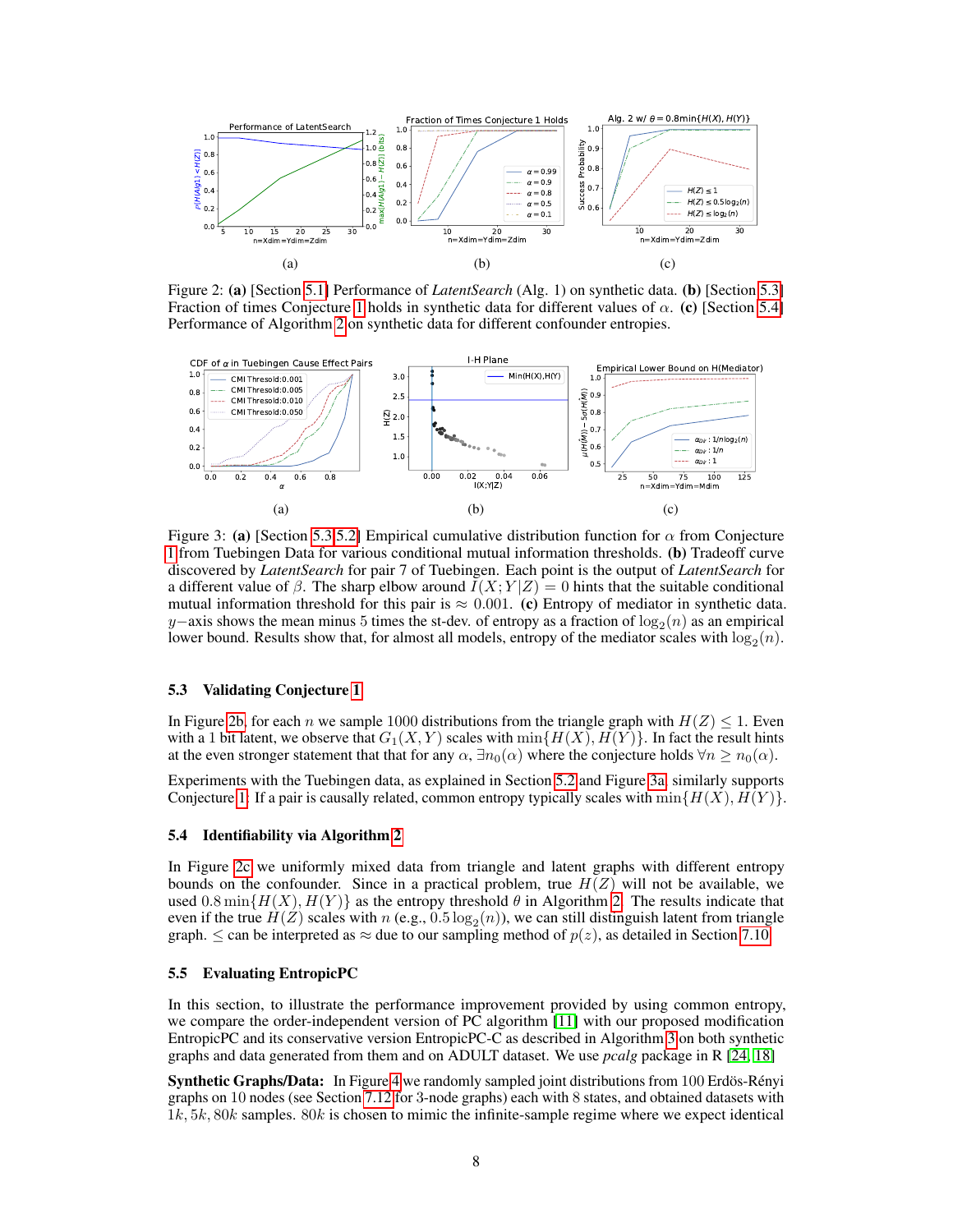Figure 2: **(a)** [Section 5.1] Performance of *LatentSearch* (Alg. 1) on synthetic data. **(b)** [Section 5.3] Fraction of times Conjecture 1 holds in synthetic data for different values of $\alpha$. **(c)** [Section 5.4] Performance of Algorithm 2 on synthetic data for different confounder entropies.

Figure 3: **(a)** [Section 5.3,5.2] Empirical cumulative distribution function for $\alpha$ from Conjecture 1 from Tuebingen Data for various conditional mutual information thresholds. **(b)** Tradeoff curve discovered by *LatentSearch* for pair 7 of Tuebingen. Each point is the output of *LatentSearch* for a different value of $\beta$. The sharp elbow around $I(X;Y|Z) = 0$ hints that the suitable conditional mutual information threshold for this pair is $\approx 0.001$. **(c)** Entropy of mediator in synthetic data. $y-$axis shows the mean minus 5 times the st-dev. of entropy as a fraction of $\log_2(n)$ as an empirical lower bound. Results show that, for almost all models, entropy of the mediator scales with $\log_2(n)$.

### 5.3 Validating Conjecture 1

In Figure 2b, for each $n$ we sample 1000 distributions from the triangle graph with $H(Z) \leq 1$. Even with a 1 bit latent, we observe that $G_1(X,Y)$ scales with $\min\{H(X), H(Y)\}$. In fact the result hints at the even stronger statement that that for any $\alpha$, $\exists n_0(\alpha)$ where the conjecture holds $\forall n \geq n_0(\alpha)$.

Experiments with the Tuebingen data, as explained in Section 5.2 and Figure 3a, similarly supports Conjecture 1: If a pair is causally related, common entropy typically scales with $\min\{H(X), H(Y)\}$.

### 5.4 Identifiability via Algorithm 2

In Figure 2c we uniformly mixed data from triangle and latent graphs with different entropy bounds on the confounder. Since in a practical problem, true $H(Z)$ will not be available, we used $0.8\min\{H(X), H(Y)\}$ as the entropy threshold $\theta$ in Algorithm 2. The results indicate that even if the true $H(Z)$ scales with $n$ (e.g., $0.5\log_2(n)$), we can still distinguish latent from triangle graph. $\leq$ can be interpreted as $\approx$ due to our sampling method of $p(z)$, as detailed in Section 7.10.

### 5.5 Evaluating EntropicPC

In this section, to illustrate the performance improvement provided by using common entropy, we compare the order-independent version of PC algorithm [11] with our proposed modification EntropicPC and its conservative version EntropicPC-C as described in Algorithm 3 on both synthetic graphs and data generated from them and on ADULT dataset. We use *pcalg* package in R [24, 18].

**Synthetic Graphs/Data:** In Figure 4 we randomly sampled joint distributions from 100 Erdös-Rényi graphs on 10 nodes (see Section 7.12 for 3-node graphs) each with 8 states, and obtained datasets with $1k, 5k, 80k$ samples. $80k$ is chosen to mimic the infinite-sample regime where we expect identical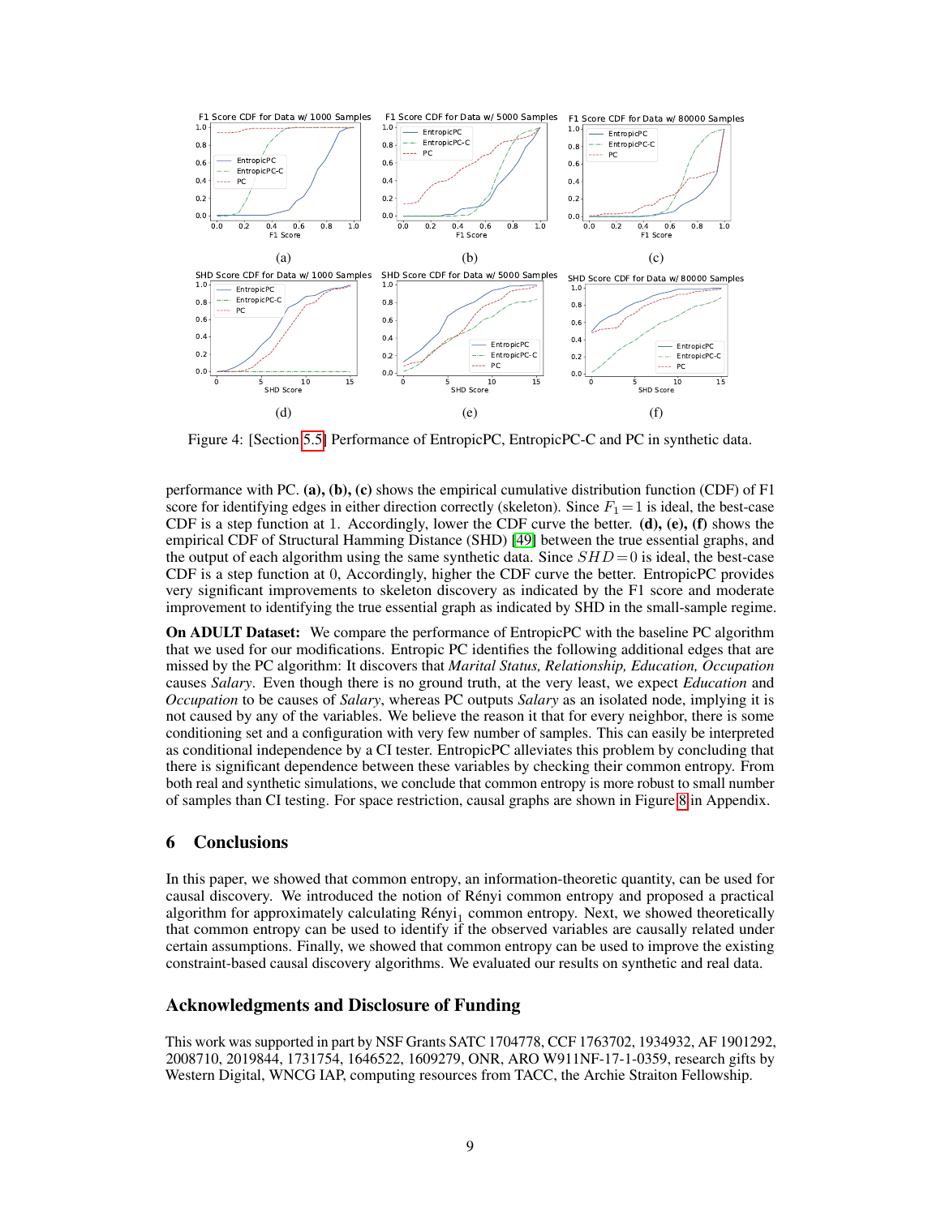Figure 4: [Section 5.5] Performance of EntropicPC, EntropicPC-C and PC in synthetic data.

performance with PC. **(a), (b), (c)** shows the empirical cumulative distribution function (CDF) of F1 score for identifying edges in either direction correctly (skeleton). Since $F_1 = 1$ is ideal, the best-case CDF is a step function at 1. Accordingly, lower the CDF curve the better. **(d), (e), (f)** shows the empirical CDF of Structural Hamming Distance (SHD) [49] between the true essential graphs, and the output of each algorithm using the same synthetic data. Since $SHD = 0$ is ideal, the best-case CDF is a step function at 0, Accordingly, higher the CDF curve the better. EntropicPC provides very significant improvements to skeleton discovery as indicated by the F1 score and moderate improvement to identifying the true essential graph as indicated by SHD in the small-sample regime.

**On ADULT Dataset:** We compare the performance of EntropicPC with the baseline PC algorithm that we used for our modifications. Entropic PC identifies the following additional edges that are missed by the PC algorithm: It discovers that *Marital Status, Relationship, Education, Occupation* causes *Salary*. Even though there is no ground truth, at the very least, we expect *Education* and *Occupation* to be causes of *Salary*, whereas PC outputs *Salary* as an isolated node, implying it is not caused by any of the variables. We believe the reason it that for every neighbor, there is some conditioning set and a configuration with very few number of samples. This can easily be interpreted as conditional independence by a CI tester. EntropicPC alleviates this problem by concluding that there is significant dependence between these variables by checking their common entropy. From both real and synthetic simulations, we conclude that common entropy is more robust to small number of samples than CI testing. For space restriction, causal graphs are shown in Figure 8 in Appendix.

# 6 Conclusions

In this paper, we showed that common entropy, an information-theoretic quantity, can be used for causal discovery. We introduced the notion of Rényi common entropy and proposed a practical algorithm for approximately calculating Rényi$_1$ common entropy. Next, we showed theoretically that common entropy can be used to identify if the observed variables are causally related under certain assumptions. Finally, we showed that common entropy can be used to improve the existing constraint-based causal discovery algorithms. We evaluated our results on synthetic and real data.

## Acknowledgments and Disclosure of Funding

This work was supported in part by NSF Grants SATC 1704778, CCF 1763702, 1934932, AF 1901292, 2008710, 2019844, 1731754, 1646522, 1609279, ONR, ARO W911NF-17-1-0359, research gifts by Western Digital, WNCG IAP, computing resources from TACC, the Archie Straiton Fellowship.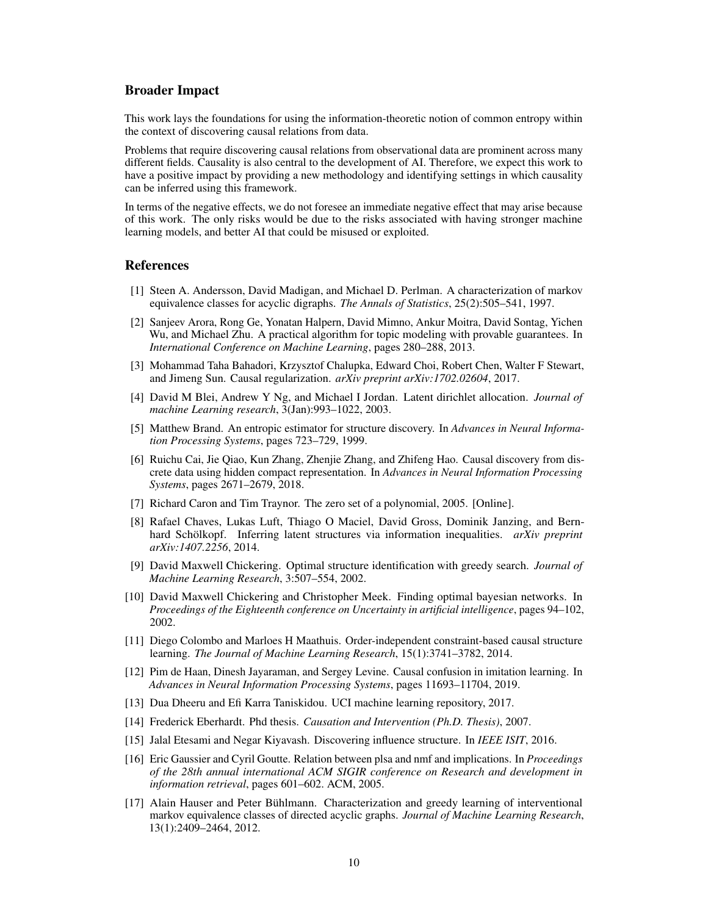## Broader Impact

This work lays the foundations for using the information-theoretic notion of common entropy within the context of discovering causal relations from data.

Problems that require discovering causal relations from observational data are prominent across many different fields. Causality is also central to the development of AI. Therefore, we expect this work to have a positive impact by providing a new methodology and identifying settings in which causality can be inferred using this framework.

In terms of the negative effects, we do not foresee an immediate negative effect that may arise because of this work. The only risks would be due to the risks associated with having stronger machine learning models, and better AI that could be misused or exploited.

## References

[1] Steen A. Andersson, David Madigan, and Michael D. Perlman. A characterization of markov equivalence classes for acyclic digraphs. *The Annals of Statistics*, 25(2):505–541, 1997.

[2] Sanjeev Arora, Rong Ge, Yonatan Halpern, David Mimno, Ankur Moitra, David Sontag, Yichen Wu, and Michael Zhu. A practical algorithm for topic modeling with provable guarantees. In *International Conference on Machine Learning*, pages 280–288, 2013.

[3] Mohammad Taha Bahadori, Krzysztof Chalupka, Edward Choi, Robert Chen, Walter F Stewart, and Jimeng Sun. Causal regularization. *arXiv preprint arXiv:1702.02604*, 2017.

[4] David M Blei, Andrew Y Ng, and Michael I Jordan. Latent dirichlet allocation. *Journal of machine Learning research*, 3(Jan):993–1022, 2003.

[5] Matthew Brand. An entropic estimator for structure discovery. In *Advances in Neural Information Processing Systems*, pages 723–729, 1999.

[6] Ruichu Cai, Jie Qiao, Kun Zhang, Zhenjie Zhang, and Zhifeng Hao. Causal discovery from discrete data using hidden compact representation. In *Advances in Neural Information Processing Systems*, pages 2671–2679, 2018.

[7] Richard Caron and Tim Traynor. The zero set of a polynomial, 2005. [Online].

[8] Rafael Chaves, Lukas Luft, Thiago O Maciel, David Gross, Dominik Janzing, and Bernhard Schölkopf. Inferring latent structures via information inequalities. *arXiv preprint arXiv:1407.2256*, 2014.

[9] David Maxwell Chickering. Optimal structure identification with greedy search. *Journal of Machine Learning Research*, 3:507–554, 2002.

[10] David Maxwell Chickering and Christopher Meek. Finding optimal bayesian networks. In *Proceedings of the Eighteenth conference on Uncertainty in artificial intelligence*, pages 94–102, 2002.

[11] Diego Colombo and Marloes H Maathuis. Order-independent constraint-based causal structure learning. *The Journal of Machine Learning Research*, 15(1):3741–3782, 2014.

[12] Pim de Haan, Dinesh Jayaraman, and Sergey Levine. Causal confusion in imitation learning. In *Advances in Neural Information Processing Systems*, pages 11693–11704, 2019.

[13] Dua Dheeru and Efi Karra Taniskidou. UCI machine learning repository, 2017.

[14] Frederick Eberhardt. Phd thesis. *Causation and Intervention (Ph.D. Thesis)*, 2007.

[15] Jalal Etesami and Negar Kiyavash. Discovering influence structure. In *IEEE ISIT*, 2016.

[16] Eric Gaussier and Cyril Goutte. Relation between plsa and nmf and implications. In *Proceedings of the 28th annual international ACM SIGIR conference on Research and development in information retrieval*, pages 601–602. ACM, 2005.

[17] Alain Hauser and Peter Bühlmann. Characterization and greedy learning of interventional markov equivalence classes of directed acyclic graphs. *Journal of Machine Learning Research*, 13(1):2409–2464, 2012.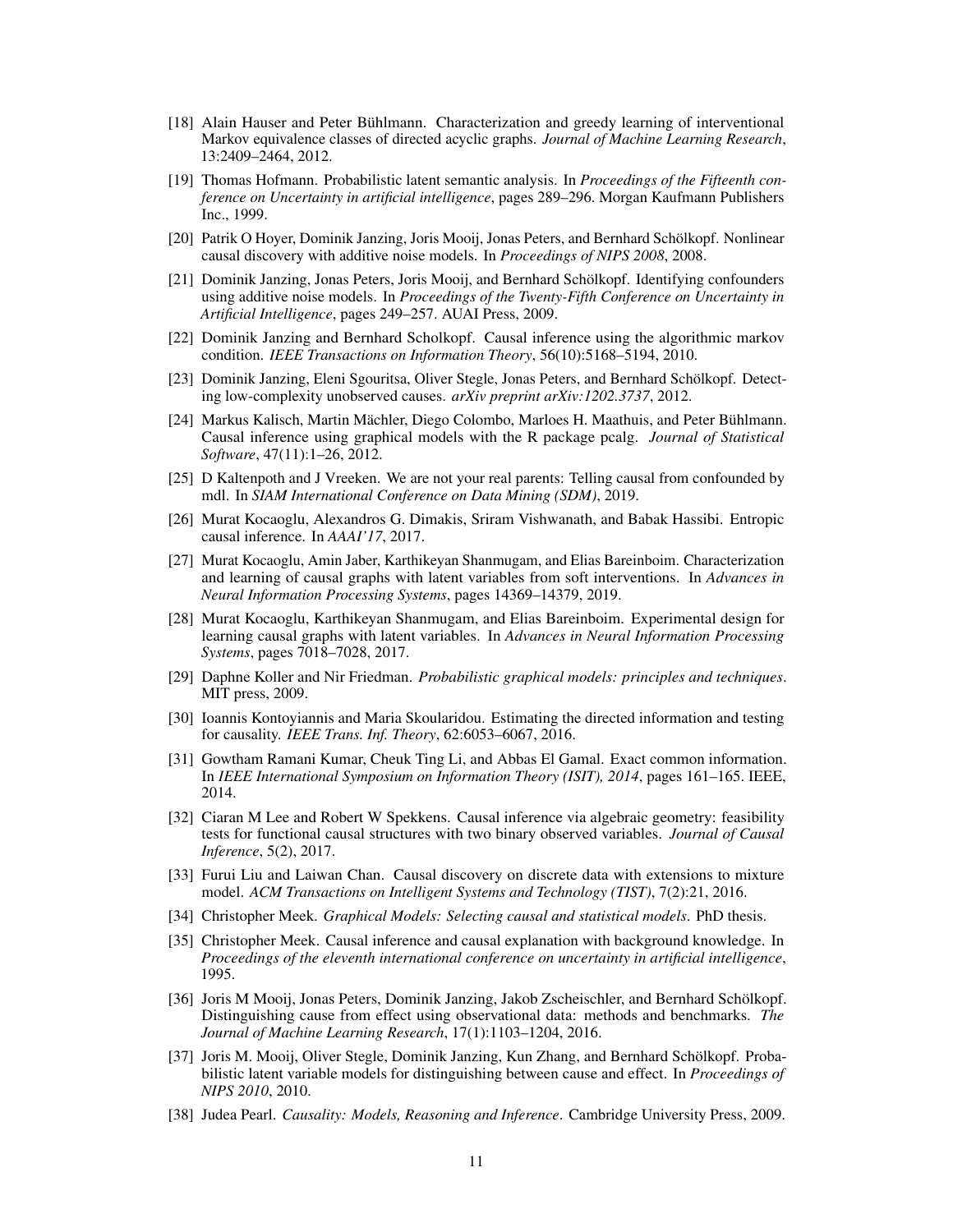[18] Alain Hauser and Peter Bühlmann. Characterization and greedy learning of interventional Markov equivalence classes of directed acyclic graphs. *Journal of Machine Learning Research*, 13:2409–2464, 2012.

[19] Thomas Hofmann. Probabilistic latent semantic analysis. In *Proceedings of the Fifteenth conference on Uncertainty in artificial intelligence*, pages 289–296. Morgan Kaufmann Publishers Inc., 1999.

[20] Patrik O Hoyer, Dominik Janzing, Joris Mooij, Jonas Peters, and Bernhard Schölkopf. Nonlinear causal discovery with additive noise models. In *Proceedings of NIPS 2008*, 2008.

[21] Dominik Janzing, Jonas Peters, Joris Mooij, and Bernhard Schölkopf. Identifying confounders using additive noise models. In *Proceedings of the Twenty-Fifth Conference on Uncertainty in Artificial Intelligence*, pages 249–257. AUAI Press, 2009.

[22] Dominik Janzing and Bernhard Scholkopf. Causal inference using the algorithmic markov condition. *IEEE Transactions on Information Theory*, 56(10):5168–5194, 2010.

[23] Dominik Janzing, Eleni Sgouritsa, Oliver Stegle, Jonas Peters, and Bernhard Schölkopf. Detecting low-complexity unobserved causes. *arXiv preprint arXiv:1202.3737*, 2012.

[24] Markus Kalisch, Martin Mächler, Diego Colombo, Marloes H. Maathuis, and Peter Bühlmann. Causal inference using graphical models with the R package pcalg. *Journal of Statistical Software*, 47(11):1–26, 2012.

[25] D Kaltenpoth and J Vreeken. We are not your real parents: Telling causal from confounded by mdl. In *SIAM International Conference on Data Mining (SDM)*, 2019.

[26] Murat Kocaoglu, Alexandros G. Dimakis, Sriram Vishwanath, and Babak Hassibi. Entropic causal inference. In *AAAI'17*, 2017.

[27] Murat Kocaoglu, Amin Jaber, Karthikeyan Shanmugam, and Elias Bareinboim. Characterization and learning of causal graphs with latent variables from soft interventions. In *Advances in Neural Information Processing Systems*, pages 14369–14379, 2019.

[28] Murat Kocaoglu, Karthikeyan Shanmugam, and Elias Bareinboim. Experimental design for learning causal graphs with latent variables. In *Advances in Neural Information Processing Systems*, pages 7018–7028, 2017.

[29] Daphne Koller and Nir Friedman. *Probabilistic graphical models: principles and techniques*. MIT press, 2009.

[30] Ioannis Kontoyiannis and Maria Skoularidou. Estimating the directed information and testing for causality. *IEEE Trans. Inf. Theory*, 62:6053–6067, 2016.

[31] Gowtham Ramani Kumar, Cheuk Ting Li, and Abbas El Gamal. Exact common information. In *IEEE International Symposium on Information Theory (ISIT), 2014*, pages 161–165. IEEE, 2014.

[32] Ciaran M Lee and Robert W Spekkens. Causal inference via algebraic geometry: feasibility tests for functional causal structures with two binary observed variables. *Journal of Causal Inference*, 5(2), 2017.

[33] Furui Liu and Laiwan Chan. Causal discovery on discrete data with extensions to mixture model. *ACM Transactions on Intelligent Systems and Technology (TIST)*, 7(2):21, 2016.

[34] Christopher Meek. *Graphical Models: Selecting causal and statistical models*. PhD thesis.

[35] Christopher Meek. Causal inference and causal explanation with background knowledge. In *Proceedings of the eleventh international conference on uncertainty in artificial intelligence*, 1995.

[36] Joris M Mooij, Jonas Peters, Dominik Janzing, Jakob Zscheischler, and Bernhard Schölkopf. Distinguishing cause from effect using observational data: methods and benchmarks. *The Journal of Machine Learning Research*, 17(1):1103–1204, 2016.

[37] Joris M. Mooij, Oliver Stegle, Dominik Janzing, Kun Zhang, and Bernhard Schölkopf. Probabilistic latent variable models for distinguishing between cause and effect. In *Proceedings of NIPS 2010*, 2010.

[38] Judea Pearl. *Causality: Models, Reasoning and Inference*. Cambridge University Press, 2009.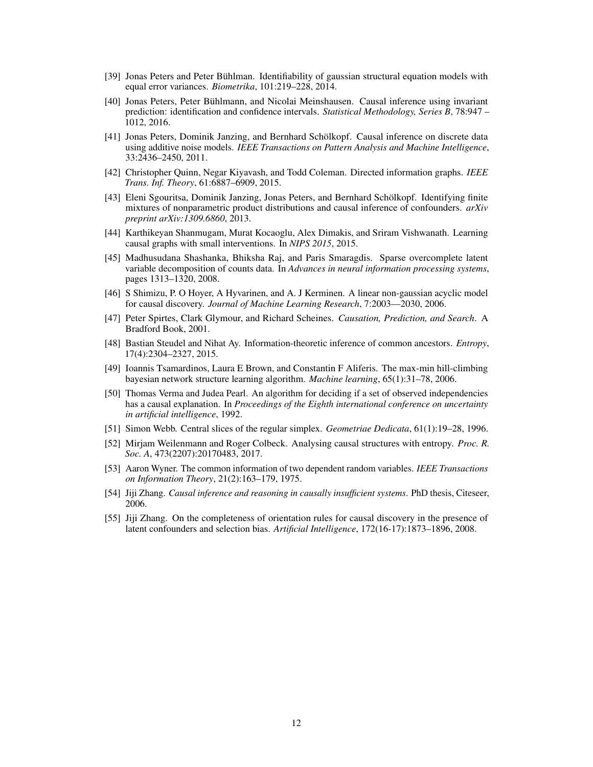[39] Jonas Peters and Peter Bühlman. Identifiability of gaussian structural equation models with equal error variances. *Biometrika*, 101:219–228, 2014.

[40] Jonas Peters, Peter Bühlmann, and Nicolai Meinshausen. Causal inference using invariant prediction: identification and confidence intervals. *Statistical Methodology, Series B*, 78:947 – 1012, 2016.

[41] Jonas Peters, Dominik Janzing, and Bernhard Schölkopf. Causal inference on discrete data using additive noise models. *IEEE Transactions on Pattern Analysis and Machine Intelligence*, 33:2436–2450, 2011.

[42] Christopher Quinn, Negar Kiyavash, and Todd Coleman. Directed information graphs. *IEEE Trans. Inf. Theory*, 61:6887–6909, 2015.

[43] Eleni Sgouritsa, Dominik Janzing, Jonas Peters, and Bernhard Schölkopf. Identifying finite mixtures of nonparametric product distributions and causal inference of confounders. *arXiv preprint arXiv:1309.6860*, 2013.

[44] Karthikeyan Shanmugam, Murat Kocaoglu, Alex Dimakis, and Sriram Vishwanath. Learning causal graphs with small interventions. In *NIPS 2015*, 2015.

[45] Madhusudana Shashanka, Bhiksha Raj, and Paris Smaragdis. Sparse overcomplete latent variable decomposition of counts data. In *Advances in neural information processing systems*, pages 1313–1320, 2008.

[46] S Shimizu, P. O Hoyer, A Hyvarinen, and A. J Kerminen. A linear non-gaussian acyclic model for causal discovery. *Journal of Machine Learning Research*, 7:2003—2030, 2006.

[47] Peter Spirtes, Clark Glymour, and Richard Scheines. *Causation, Prediction, and Search*. A Bradford Book, 2001.

[48] Bastian Steudel and Nihat Ay. Information-theoretic inference of common ancestors. *Entropy*, 17(4):2304–2327, 2015.

[49] Ioannis Tsamardinos, Laura E Brown, and Constantin F Aliferis. The max-min hill-climbing bayesian network structure learning algorithm. *Machine learning*, 65(1):31–78, 2006.

[50] Thomas Verma and Judea Pearl. An algorithm for deciding if a set of observed independencies has a causal explanation. In *Proceedings of the Eighth international conference on uncertainty in artificial intelligence*, 1992.

[51] Simon Webb. Central slices of the regular simplex. *Geometriae Dedicata*, 61(1):19–28, 1996.

[52] Mirjam Weilenmann and Roger Colbeck. Analysing causal structures with entropy. *Proc. R. Soc. A*, 473(2207):20170483, 2017.

[53] Aaron Wyner. The common information of two dependent random variables. *IEEE Transactions on Information Theory*, 21(2):163–179, 1975.

[54] Jiji Zhang. *Causal inference and reasoning in causally insufficient systems*. PhD thesis, Citeseer, 2006.

[55] Jiji Zhang. On the completeness of orientation rules for causal discovery in the presence of latent confounders and selection bias. *Artificial Intelligence*, 172(16-17):1873–1896, 2008.